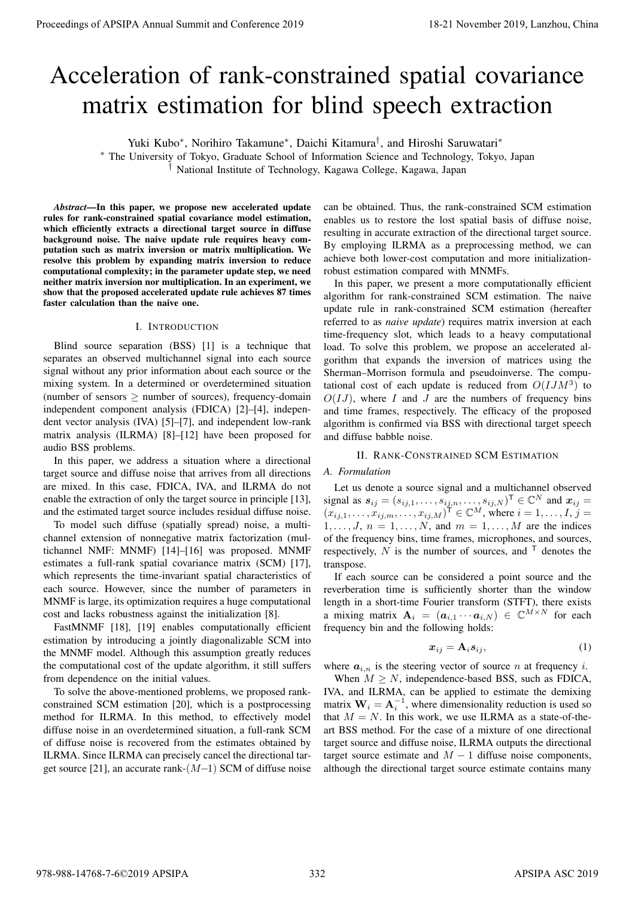# Acceleration of rank-constrained spatial covariance matrix estimation for blind speech extraction

Yuki Kubo*, Norihiro Takamune*, Daichi Kitamura†, and Hiroshi Saruwatari*

* The University of Tokyo, Graduate School of Information Science and Technology, Tokyo, Japan

† National Institute of Technology, Kagawa College, Kagawa, Japan

***Abstract*—In this paper, we propose new accelerated update rules for rank-constrained spatial covariance model estimation, which efficiently extracts a directional target source in diffuse background noise. The naive update rule requires heavy computation such as matrix inversion or matrix multiplication. We resolve this problem by expanding matrix inversion to reduce computational complexity; in the parameter update step, we need neither matrix inversion nor multiplication. In an experiment, we show that the proposed accelerated update rule achieves 87 times faster calculation than the naive one.**

## I. Introduction

Blind source separation (BSS) [1] is a technique that separates an observed multichannel signal into each source signal without any prior information about each source or the mixing system. In a determined or overdetermined situation (number of sensors ≥ number of sources), frequency-domain independent component analysis (FDICA) [2]–[4], independent vector analysis (IVA) [5]–[7], and independent low-rank matrix analysis (ILRMA) [8]–[12] have been proposed for audio BSS problems.

In this paper, we address a situation where a directional target source and diffuse noise that arrives from all directions are mixed. In this case, FDICA, IVA, and ILRMA do not enable the extraction of only the target source in principle [13], and the estimated target source includes residual diffuse noise.

To model such diffuse (spatially spread) noise, a multichannel extension of nonnegative matrix factorization (multichannel NMF: MNMF) [14]–[16] was proposed. MNMF estimates a full-rank spatial covariance matrix (SCM) [17], which represents the time-invariant spatial characteristics of each source. However, since the number of parameters in MNMF is large, its optimization requires a huge computational cost and lacks robustness against the initialization [8].

FastMNMF [18], [19] enables computationally efficient estimation by introducing a jointly diagonalizable SCM into the MNMF model. Although this assumption greatly reduces the computational cost of the update algorithm, it still suffers from dependence on the initial values.

To solve the above-mentioned problems, we proposed rank-constrained SCM estimation [20], which is a postprocessing method for ILRMA. In this method, to effectively model diffuse noise in an overdetermined situation, a full-rank SCM of diffuse noise is recovered from the estimates obtained by ILRMA. Since ILRMA can precisely cancel the directional target source [21], an accurate rank-($M$–1) SCM of diffuse noise can be obtained. Thus, the rank-constrained SCM estimation enables us to restore the lost spatial basis of diffuse noise, resulting in accurate extraction of the directional target source. By employing ILRMA as a preprocessing method, we can achieve both lower-cost computation and more initialization-robust estimation compared with MNMFs.

In this paper, we present a more computationally efficient algorithm for rank-constrained SCM estimation. The naive update rule in rank-constrained SCM estimation (hereafter referred to as *naive update*) requires matrix inversion at each time-frequency slot, which leads to a heavy computational load. To solve this problem, we propose an accelerated algorithm that expands the inversion of matrices using the Sherman–Morrison formula and pseudoinverse. The computational cost of each update is reduced from $O(IJM^3)$ to $O(IJ)$, where $I$ and $J$ are the numbers of frequency bins and time frames, respectively. The efficacy of the proposed algorithm is confirmed via BSS with directional target speech and diffuse babble noise.

## II. Rank-Constrained SCM Estimation

### A. Formulation

Let us denote a source signal and a multichannel observed signal as $\boldsymbol{s}_{ij} = (s_{ij,1}, \ldots, s_{ij,n}, \ldots, s_{ij,N})^\mathsf{T} \in \mathbb{C}^N$ and $\boldsymbol{x}_{ij} = (x_{ij,1}, \ldots, x_{ij,m}, \ldots, x_{ij,M})^\mathsf{T} \in \mathbb{C}^M$, where $i = 1, \ldots, I$, $j = 1, \ldots, J$, $n = 1, \ldots, N$, and $m = 1, \ldots, M$ are the indices of the frequency bins, time frames, microphones, and sources, respectively, $N$ is the number of sources, and $^\mathsf{T}$ denotes the transpose.

If each source can be considered a point source and the reverberation time is sufficiently shorter than the window length in a short-time Fourier transform (STFT), there exists a mixing matrix $\mathbf{A}_i = (\boldsymbol{a}_{i,1} \cdots \boldsymbol{a}_{i,N}) \in \mathbb{C}^{M \times N}$ for each frequency bin and the following holds:

$$\boldsymbol{x}_{ij} = \mathbf{A}_i \boldsymbol{s}_{ij}, \tag{1}$$

where $\boldsymbol{a}_{i,n}$ is the steering vector of source $n$ at frequency $i$.

When $M \geq N$, independence-based BSS, such as FDICA, IVA, and ILRMA, can be applied to estimate the demixing matrix $\mathbf{W}_i = \mathbf{A}_i^{-1}$, where dimensionality reduction is used so that $M = N$. In this work, we use ILRMA as a state-of-the-art BSS method. For the case of a mixture of one directional target source and diffuse noise, ILRMA outputs the directional target source estimate and $M-1$ diffuse noise components, although the directional target source estimate contains many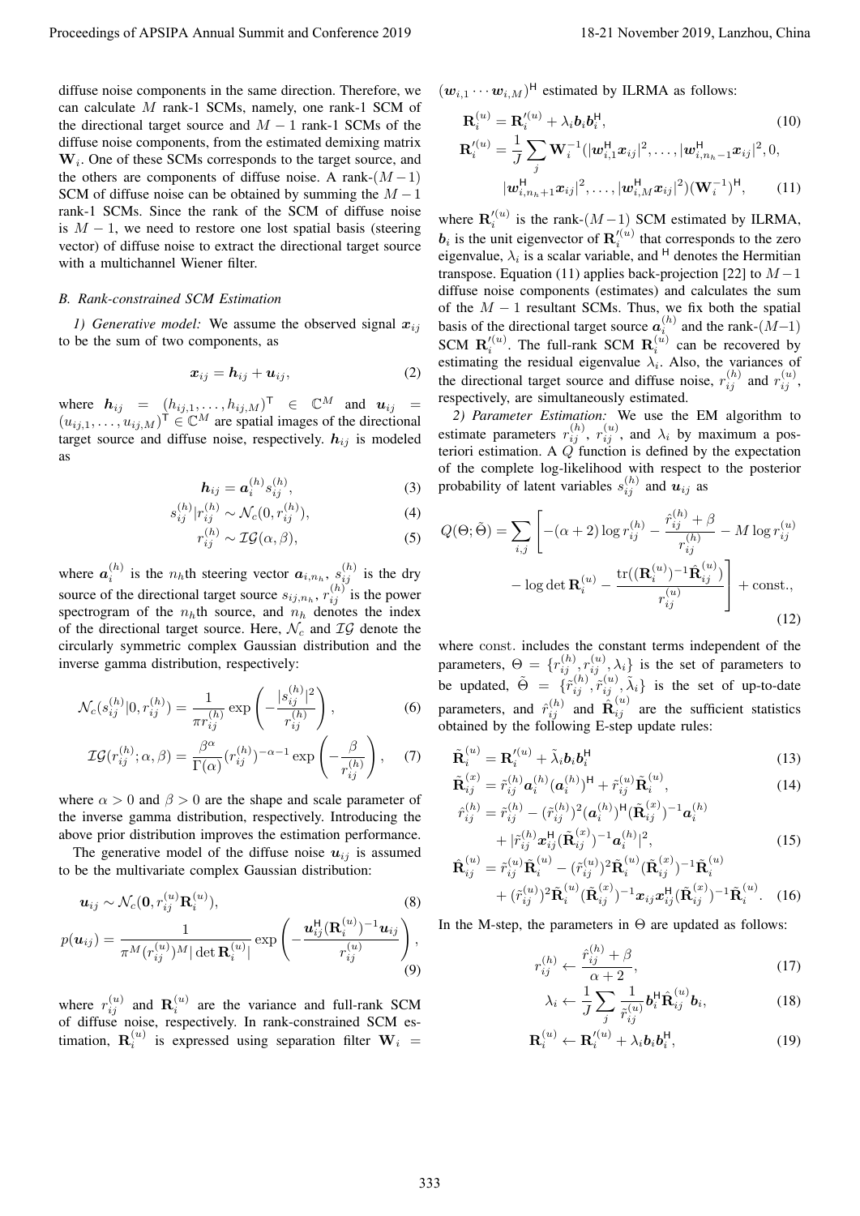diffuse noise components in the same direction. Therefore, we can calculate $M$ rank-1 SCMs, namely, one rank-1 SCM of the directional target source and $M-1$ rank-1 SCMs of the diffuse noise components, from the estimated demixing matrix $\mathbf{W}_i$. One of these SCMs corresponds to the target source, and the others are components of diffuse noise. A rank-$(M-1)$ SCM of diffuse noise can be obtained by summing the $M-1$ rank-1 SCMs. Since the rank of the SCM of diffuse noise is $M-1$, we need to restore one lost spatial basis (steering vector) of diffuse noise to extract the directional target source with a multichannel Wiener filter.

### *B. Rank-constrained SCM Estimation*

*1) Generative model:* We assume the observed signal $\boldsymbol{x}_{ij}$ to be the sum of two components, as

$$\boldsymbol{x}_{ij} = \boldsymbol{h}_{ij} + \boldsymbol{u}_{ij}, \tag{2}$$

where $\boldsymbol{h}_{ij} = (h_{ij,1}, \ldots, h_{ij,M})^{\mathsf{T}} \in \mathbb{C}^M$ and $\boldsymbol{u}_{ij} = (u_{ij,1}, \ldots, u_{ij,M})^{\mathsf{T}} \in \mathbb{C}^M$ are spatial images of the directional target source and diffuse noise, respectively. $\boldsymbol{h}_{ij}$ is modeled as

$$\boldsymbol{h}_{ij} = \boldsymbol{a}_i^{(h)} s_{ij}^{(h)}, \tag{3}$$

$$s_{ij}^{(h)} | r_{ij}^{(h)} \sim \mathcal{N}_c(0, r_{ij}^{(h)}), \tag{4}$$

$$r_{ij}^{(h)} \sim \mathcal{IG}(\alpha, \beta), \tag{5}$$

where $\boldsymbol{a}_i^{(h)}$ is the $n_h$th steering vector $\boldsymbol{a}_{i,n_h}$, $s_{ij}^{(h)}$ is the dry source of the directional target source $s_{ij,n_h}$, $r_{ij}^{(h)}$ is the power spectrogram of the $n_h$th source, and $n_h$ denotes the index of the directional target source. Here, $\mathcal{N}_c$ and $\mathcal{IG}$ denote the circularly symmetric complex Gaussian distribution and the inverse gamma distribution, respectively:

$$\mathcal{N}_c(s_{ij}^{(h)} | 0, r_{ij}^{(h)}) = \frac{1}{\pi r_{ij}^{(h)}} \exp\left( -\frac{|s_{ij}^{(h)}|^2}{r_{ij}^{(h)}} \right), \tag{6}$$

$$\mathcal{IG}(r_{ij}^{(h)}; \alpha, \beta) = \frac{\beta^\alpha}{\Gamma(\alpha)} (r_{ij}^{(h)})^{-\alpha-1} \exp\left( -\frac{\beta}{r_{ij}^{(h)}} \right), \tag{7}$$

where $\alpha > 0$ and $\beta > 0$ are the shape and scale parameter of the inverse gamma distribution, respectively. Introducing the above prior distribution improves the estimation performance.

The generative model of the diffuse noise $\boldsymbol{u}_{ij}$ is assumed to be the multivariate complex Gaussian distribution:

$$\boldsymbol{u}_{ij} \sim \mathcal{N}_c(\boldsymbol{0}, r_{ij}^{(u)} \mathbf{R}_i^{(u)}), \tag{8}$$

$$p(\boldsymbol{u}_{ij}) = \frac{1}{\pi^M (r_{ij}^{(u)})^M |\det \mathbf{R}_i^{(u)}|} \exp\left( -\frac{\boldsymbol{u}_{ij}^{\mathsf{H}} (\mathbf{R}_i^{(u)})^{-1} \boldsymbol{u}_{ij}}{r_{ij}^{(u)}} \right), \tag{9}$$

where $r_{ij}^{(u)}$ and $\mathbf{R}_i^{(u)}$ are the variance and full-rank SCM of diffuse noise, respectively. In rank-constrained SCM estimation, $\mathbf{R}_i^{(u)}$ is expressed using separation filter $\mathbf{W}_i = (\boldsymbol{w}_{i,1} \cdots \boldsymbol{w}_{i,M})^{\mathsf{H}}$ estimated by ILRMA as follows:

$$\mathbf{R}_i^{(u)} = \mathbf{R}_i'^{(u)} + \lambda_i \boldsymbol{b}_i \boldsymbol{b}_i^{\mathsf{H}}, \tag{10}$$

$$\mathbf{R}_i'^{(u)} = \frac{1}{J} \sum_j \mathbf{W}_i^{-1} (|\boldsymbol{w}_{i,1}^{\mathsf{H}} \boldsymbol{x}_{ij}|^2, \ldots, |\boldsymbol{w}_{i,n_h-1}^{\mathsf{H}} \boldsymbol{x}_{ij}|^2, 0, |\boldsymbol{w}_{i,n_h+1}^{\mathsf{H}} \boldsymbol{x}_{ij}|^2, \ldots, |\boldsymbol{w}_{i,M}^{\mathsf{H}} \boldsymbol{x}_{ij}|^2) (\mathbf{W}_i^{-1})^{\mathsf{H}}, \tag{11}$$

where $\mathbf{R}_i'^{(u)}$ is the rank-$(M-1)$ SCM estimated by ILRMA, $\boldsymbol{b}_i$ is the unit eigenvector of $\mathbf{R}_i'^{(u)}$ that corresponds to the zero eigenvalue, $\lambda_i$ is a scalar variable, and $^{\mathsf{H}}$ denotes the Hermitian transpose. Equation (11) applies back-projection [22] to $M-1$ diffuse noise components (estimates) and calculates the sum of the $M-1$ resultant SCMs. Thus, we fix both the spatial basis of the directional target source $\boldsymbol{a}_i^{(h)}$ and the rank-$(M-1)$ SCM $\mathbf{R}_i'^{(u)}$. The full-rank SCM $\mathbf{R}_i^{(u)}$ can be recovered by estimating the residual eigenvalue $\lambda_i$. Also, the variances of the directional target source and diffuse noise, $r_{ij}^{(h)}$ and $r_{ij}^{(u)}$, respectively, are simultaneously estimated.

*2) Parameter Estimation:* We use the EM algorithm to estimate parameters $r_{ij}^{(h)}$, $r_{ij}^{(u)}$, and $\lambda_i$ by maximum a posteriori estimation. A $Q$ function is defined by the expectation of the complete log-likelihood with respect to the posterior probability of latent variables $s_{ij}^{(h)}$ and $\boldsymbol{u}_{ij}$ as

$$Q(\Theta; \tilde{\Theta}) = \sum_{i,j} \left[ -(\alpha+2) \log r_{ij}^{(h)} - \frac{\hat{r}_{ij}^{(h)} + \beta}{r_{ij}^{(h)}} - M \log r_{ij}^{(u)} - \log \det \mathbf{R}_i^{(u)} - \frac{\mathrm{tr}((\mathbf{R}_i^{(u)})^{-1} \hat{\mathbf{R}}_{ij}^{(u)})}{r_{ij}^{(u)}} \right] + \mathrm{const.}, \tag{12}$$

where const. includes the constant terms independent of the parameters, $\Theta = \{r_{ij}^{(h)}, r_{ij}^{(u)}, \lambda_i\}$ is the set of parameters to be updated, $\tilde{\Theta} = \{\tilde{r}_{ij}^{(h)}, \tilde{r}_{ij}^{(u)}, \tilde{\lambda}_i\}$ is the set of up-to-date parameters, and $\hat{r}_{ij}^{(h)}$ and $\hat{\mathbf{R}}_{ij}^{(u)}$ are the sufficient statistics obtained by the following E-step update rules:

$$\tilde{\mathbf{R}}_i^{(u)} = \mathbf{R}_i'^{(u)} + \tilde{\lambda}_i \boldsymbol{b}_i \boldsymbol{b}_i^{\mathsf{H}} \tag{13}$$

$$\tilde{\mathbf{R}}_{ij}^{(x)} = \tilde{r}_{ij}^{(h)} \boldsymbol{a}_i^{(h)} (\boldsymbol{a}_i^{(h)})^{\mathsf{H}} + \tilde{r}_{ij}^{(u)} \tilde{\mathbf{R}}_i^{(u)}, \tag{14}$$

$$\hat{r}_{ij}^{(h)} = \tilde{r}_{ij}^{(h)} - (\tilde{r}_{ij}^{(h)})^2 (\boldsymbol{a}_i^{(h)})^{\mathsf{H}} (\tilde{\mathbf{R}}_{ij}^{(x)})^{-1} \boldsymbol{a}_i^{(h)} + |\tilde{r}_{ij}^{(h)} \boldsymbol{x}_{ij}^{\mathsf{H}} (\tilde{\mathbf{R}}_{ij}^{(x)})^{-1} \boldsymbol{a}_i^{(h)}|^2, \tag{15}$$

$$\hat{\mathbf{R}}_{ij}^{(u)} = \tilde{r}_{ij}^{(u)} \tilde{\mathbf{R}}_i^{(u)} - (\tilde{r}_{ij}^{(u)})^2 \tilde{\mathbf{R}}_i^{(u)} (\tilde{\mathbf{R}}_{ij}^{(x)})^{-1} \tilde{\mathbf{R}}_i^{(u)} + (\tilde{r}_{ij}^{(u)})^2 \tilde{\mathbf{R}}_i^{(u)} (\tilde{\mathbf{R}}_{ij}^{(x)})^{-1} \boldsymbol{x}_{ij} \boldsymbol{x}_{ij}^{\mathsf{H}} (\tilde{\mathbf{R}}_{ij}^{(x)})^{-1} \tilde{\mathbf{R}}_i^{(u)}. \tag{16}$$

In the M-step, the parameters in $\Theta$ are updated as follows:

$$r_{ij}^{(h)} \leftarrow \frac{\hat{r}_{ij}^{(h)} + \beta}{\alpha + 2}, \tag{17}$$

$$\lambda_i \leftarrow \frac{1}{J} \sum_j \frac{1}{\tilde{r}_{ij}^{(u)}} \boldsymbol{b}_i^{\mathsf{H}} \hat{\mathbf{R}}_{ij}^{(u)} \boldsymbol{b}_i, \tag{18}$$

$$\mathbf{R}_i^{(u)} \leftarrow \mathbf{R}_i'^{(u)} + \lambda_i \boldsymbol{b}_i \boldsymbol{b}_i^{\mathsf{H}}, \tag{19}$$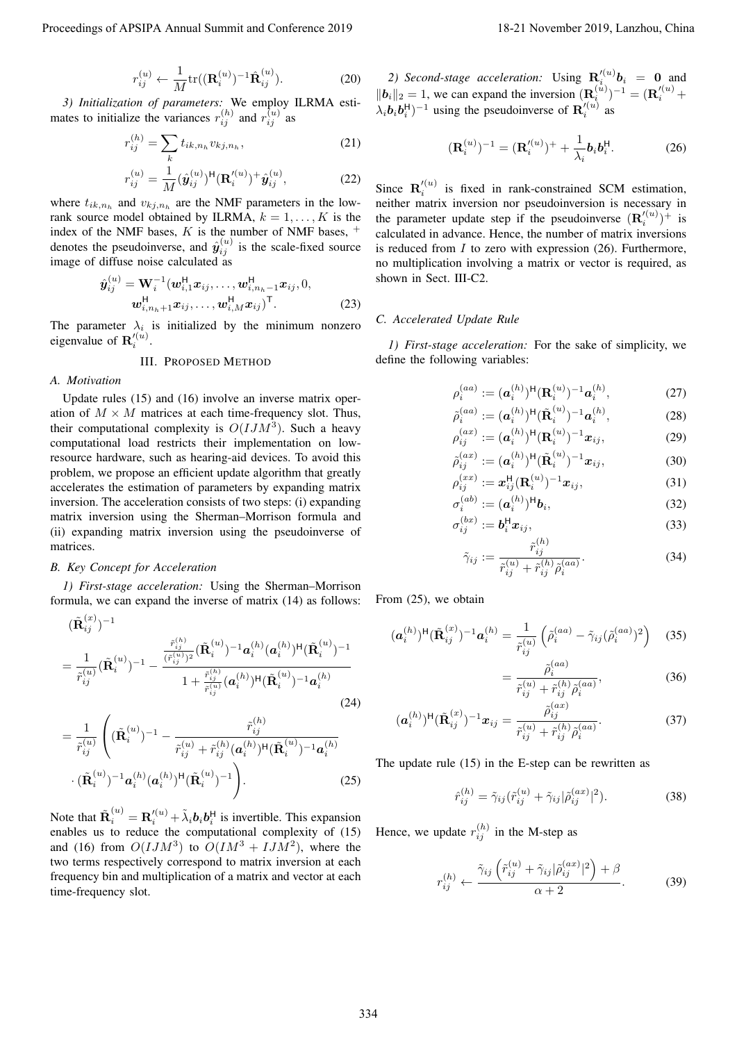$$r_{ij}^{(u)} \leftarrow \frac{1}{M}\mathrm{tr}((\mathbf{R}_i^{(u)})^{-1}\hat{\mathbf{R}}_{ij}^{(u)}). \tag{20}$$

*3) Initialization of parameters:* We employ ILRMA estimates to initialize the variances $r_{ij}^{(h)}$ and $r_{ij}^{(u)}$ as

$$r_{ij}^{(h)} = \sum_k t_{ik,n_h} v_{kj,n_h}, \tag{21}$$

$$r_{ij}^{(u)} = \frac{1}{M}(\hat{\boldsymbol{y}}_{ij}^{(u)})^{\mathsf{H}}(\mathbf{R}_i'^{(u)})^{+}\hat{\boldsymbol{y}}_{ij}^{(u)}, \tag{22}$$

where $t_{ik,n_h}$ and $v_{kj,n_h}$ are the NMF parameters in the low-rank source model obtained by ILRMA, $k = 1, \ldots, K$ is the index of the NMF bases, $K$ is the number of NMF bases, $^+$ denotes the pseudoinverse, and $\hat{\boldsymbol{y}}_{ij}^{(u)}$ is the scale-fixed source image of diffuse noise calculated as

$$\hat{\boldsymbol{y}}_{ij}^{(u)} = \mathbf{W}_i^{-1}(\boldsymbol{w}_{i,1}^{\mathsf{H}}\boldsymbol{x}_{ij}, \ldots, \boldsymbol{w}_{i,n_h-1}^{\mathsf{H}}\boldsymbol{x}_{ij}, 0, \boldsymbol{w}_{i,n_h+1}^{\mathsf{H}}\boldsymbol{x}_{ij}, \ldots, \boldsymbol{w}_{i,M}^{\mathsf{H}}\boldsymbol{x}_{ij})^{\mathsf{T}}. \tag{23}$$

The parameter $\lambda_i$ is initialized by the minimum nonzero eigenvalue of $\mathbf{R}_i'^{(u)}$.

## III. Proposed Method

### A. Motivation

Update rules (15) and (16) involve an inverse matrix operation of $M \times M$ matrices at each time-frequency slot. Thus, their computational complexity is $O(IJM^3)$. Such a heavy computational load restricts their implementation on low-resource hardware, such as hearing-aid devices. To avoid this problem, we propose an efficient update algorithm that greatly accelerates the estimation of parameters by expanding matrix inversion. The acceleration consists of two steps: (i) expanding matrix inversion using the Sherman–Morrison formula and (ii) expanding matrix inversion using the pseudoinverse of matrices.

### B. Key Concept for Acceleration

*1) First-stage acceleration:* Using the Sherman–Morrison formula, we can expand the inverse of matrix (14) as follows:

$$(\tilde{\mathbf{R}}_{ij}^{(x)})^{-1} = \frac{1}{\tilde{r}_{ij}^{(u)}}(\tilde{\mathbf{R}}_i^{(u)})^{-1} - \frac{\frac{\tilde{r}_{ij}^{(h)}}{(\tilde{r}_{ij}^{(u)})^2}(\tilde{\mathbf{R}}_i^{(u)})^{-1}\boldsymbol{a}_i^{(h)}(\boldsymbol{a}_i^{(h)})^{\mathsf{H}}(\tilde{\mathbf{R}}_i^{(u)})^{-1}}{1 + \frac{\tilde{r}_{ij}^{(h)}}{\tilde{r}_{ij}^{(u)}}(\boldsymbol{a}_i^{(h)})^{\mathsf{H}}(\tilde{\mathbf{R}}_i^{(u)})^{-1}\boldsymbol{a}_i^{(h)}} \tag{24}$$

$$= \frac{1}{\tilde{r}_{ij}^{(u)}}\left((\tilde{\mathbf{R}}_i^{(u)})^{-1} - \frac{\tilde{r}_{ij}^{(h)}}{\tilde{r}_{ij}^{(u)} + \tilde{r}_{ij}^{(h)}(\boldsymbol{a}_i^{(h)})^{\mathsf{H}}(\tilde{\mathbf{R}}_i^{(u)})^{-1}\boldsymbol{a}_i^{(h)}} \cdot (\tilde{\mathbf{R}}_i^{(u)})^{-1}\boldsymbol{a}_i^{(h)}(\boldsymbol{a}_i^{(h)})^{\mathsf{H}}(\tilde{\mathbf{R}}_i^{(u)})^{-1}\right). \tag{25}$$

Note that $\tilde{\mathbf{R}}_i^{(u)} = \mathbf{R}_i'^{(u)} + \tilde{\lambda}_i\boldsymbol{b}_i\boldsymbol{b}_i^{\mathsf{H}}$ is invertible. This expansion enables us to reduce the computational complexity of (15) and (16) from $O(IJM^3)$ to $O(IM^3 + IJM^2)$, where the two terms respectively correspond to matrix inversion at each frequency bin and multiplication of a matrix and vector at each time-frequency slot.

*2) Second-stage acceleration:* Using $\mathbf{R}_i'^{(u)}\boldsymbol{b}_i = \mathbf{0}$ and $\|\boldsymbol{b}_i\|_2 = 1$, we can expand the inversion $(\mathbf{R}_i^{(u)})^{-1} = (\mathbf{R}_i'^{(u)} + \lambda_i\boldsymbol{b}_i\boldsymbol{b}_i^{\mathsf{H}})^{-1}$ using the pseudoinverse of $\mathbf{R}_i'^{(u)}$ as

$$(\mathbf{R}_i^{(u)})^{-1} = (\mathbf{R}_i'^{(u)})^{+} + \frac{1}{\lambda_i}\boldsymbol{b}_i\boldsymbol{b}_i^{\mathsf{H}}. \tag{26}$$

Since $\mathbf{R}_i'^{(u)}$ is fixed in rank-constrained SCM estimation, neither matrix inversion nor pseudoinversion is necessary in the parameter update step if the pseudoinverse $(\mathbf{R}_i'^{(u)})^{+}$ is calculated in advance. Hence, the number of matrix inversions is reduced from $I$ to zero with expression (26). Furthermore, no multiplication involving a matrix or vector is required, as shown in Sect. III-C2.

### C. Accelerated Update Rule

*1) First-stage acceleration:* For the sake of simplicity, we define the following variables:

$$\rho_i^{(aa)} := (\boldsymbol{a}_i^{(h)})^{\mathsf{H}}(\mathbf{R}_i^{(u)})^{-1}\boldsymbol{a}_i^{(h)}, \tag{27}$$

$$\tilde{\rho}_i^{(aa)} := (\boldsymbol{a}_i^{(h)})^{\mathsf{H}}(\tilde{\mathbf{R}}_i^{(u)})^{-1}\boldsymbol{a}_i^{(h)}, \tag{28}$$

$$\rho_{ij}^{(ax)} := (\boldsymbol{a}_i^{(h)})^{\mathsf{H}}(\mathbf{R}_i^{(u)})^{-1}\boldsymbol{x}_{ij}, \tag{29}$$

$$\tilde{\rho}_{ij}^{(ax)} := (\boldsymbol{a}_i^{(h)})^{\mathsf{H}}(\tilde{\mathbf{R}}_i^{(u)})^{-1}\boldsymbol{x}_{ij}, \tag{30}$$

$$\rho_{ij}^{(xx)} := \boldsymbol{x}_{ij}^{\mathsf{H}}(\mathbf{R}_i^{(u)})^{-1}\boldsymbol{x}_{ij}, \tag{31}$$

$$\sigma_i^{(ab)} := (\boldsymbol{a}_i^{(h)})^{\mathsf{H}}\boldsymbol{b}_i, \tag{32}$$

$$\sigma_{ij}^{(bx)} := \boldsymbol{b}_i^{\mathsf{H}}\boldsymbol{x}_{ij}, \tag{33}$$

$$\tilde{\gamma}_{ij} := \frac{\tilde{r}_{ij}^{(h)}}{\tilde{r}_{ij}^{(u)} + \tilde{r}_{ij}^{(h)}\tilde{\rho}_i^{(aa)}}. \tag{34}$$

From (25), we obtain

$$(\boldsymbol{a}_i^{(h)})^{\mathsf{H}}(\tilde{\mathbf{R}}_{ij}^{(x)})^{-1}\boldsymbol{a}_i^{(h)} = \frac{1}{\tilde{r}_{ij}^{(u)}}\left(\tilde{\rho}_i^{(aa)} - \tilde{\gamma}_{ij}(\tilde{\rho}_i^{(aa)})^2\right) \tag{35}$$

$$= \frac{\tilde{\rho}_i^{(aa)}}{\tilde{r}_{ij}^{(u)} + \tilde{r}_{ij}^{(h)}\tilde{\rho}_i^{(aa)}}, \tag{36}$$

$$(\boldsymbol{a}_i^{(h)})^{\mathsf{H}}(\tilde{\mathbf{R}}_{ij}^{(x)})^{-1}\boldsymbol{x}_{ij} = \frac{\tilde{\rho}_{ij}^{(ax)}}{\tilde{r}_{ij}^{(u)} + \tilde{r}_{ij}^{(h)}\tilde{\rho}_i^{(aa)}}. \tag{37}$$

The update rule (15) in the E-step can be rewritten as

$$\hat{r}_{ij}^{(h)} = \tilde{\gamma}_{ij}(\tilde{r}_{ij}^{(u)} + \tilde{\gamma}_{ij}|\tilde{\rho}_{ij}^{(ax)}|^2). \tag{38}$$

Hence, we update $r_{ij}^{(h)}$ in the M-step as

$$r_{ij}^{(h)} \leftarrow \frac{\tilde{\gamma}_{ij}\left(\tilde{r}_{ij}^{(u)} + \tilde{\gamma}_{ij}|\tilde{\rho}_{ij}^{(ax)}|^2\right) + \beta}{\alpha + 2}. \tag{39}$$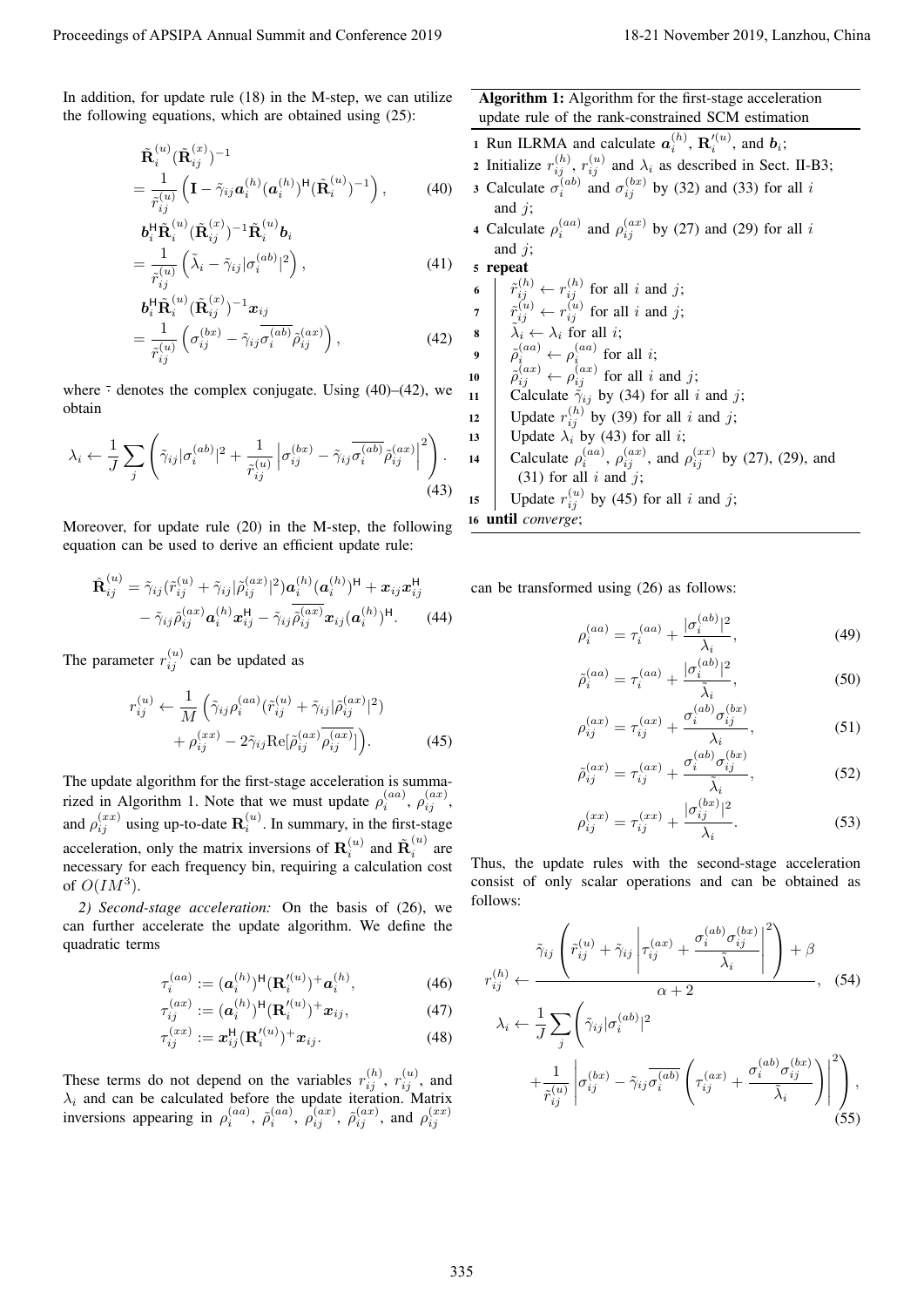In addition, for update rule (18) in the M-step, we can utilize the following equations, which are obtained using (25):

$$\tilde{\mathbf{R}}_i^{(u)}(\tilde{\mathbf{R}}_{ij}^{(x)})^{-1} = \frac{1}{\tilde{r}_{ij}^{(u)}}\left(\mathbf{I} - \tilde{\gamma}_{ij}\boldsymbol{a}_i^{(h)}(\boldsymbol{a}_i^{(h)})^{\mathsf{H}}(\tilde{\mathbf{R}}_i^{(u)})^{-1}\right), \tag{40}$$

$$\boldsymbol{b}_i^{\mathsf{H}}\tilde{\mathbf{R}}_i^{(u)}(\tilde{\mathbf{R}}_{ij}^{(x)})^{-1}\tilde{\mathbf{R}}_i^{(u)}\boldsymbol{b}_i = \frac{1}{\tilde{r}_{ij}^{(u)}}\left(\tilde{\lambda}_i - \tilde{\gamma}_{ij}|\sigma_i^{(ab)}|^2\right), \tag{41}$$

$$\boldsymbol{b}_i^{\mathsf{H}}\tilde{\mathbf{R}}_i^{(u)}(\tilde{\mathbf{R}}_{ij}^{(x)})^{-1}\boldsymbol{x}_{ij} = \frac{1}{\tilde{r}_{ij}^{(u)}}\left(\sigma_{ij}^{(bx)} - \tilde{\gamma}_{ij}\overline{\sigma_i^{(ab)}}\tilde{\rho}_{ij}^{(ax)}\right), \tag{42}$$

where $\bar{\cdot}$ denotes the complex conjugate. Using (40)–(42), we obtain

$$\lambda_i \leftarrow \frac{1}{J}\sum_j\left(\tilde{\gamma}_{ij}|\sigma_i^{(ab)}|^2 + \frac{1}{\tilde{r}_{ij}^{(u)}}\left|\sigma_{ij}^{(bx)} - \tilde{\gamma}_{ij}\overline{\sigma_i^{(ab)}}\tilde{\rho}_{ij}^{(ax)}\right|^2\right). \tag{43}$$

Moreover, for update rule (20) in the M-step, the following equation can be used to derive an efficient update rule:

$$\hat{\mathbf{R}}_{ij}^{(u)} = \tilde{\gamma}_{ij}(\tilde{r}_{ij}^{(u)} + \tilde{\gamma}_{ij}|\tilde{\rho}_{ij}^{(ax)}|^2)\boldsymbol{a}_i^{(h)}(\boldsymbol{a}_i^{(h)})^{\mathsf{H}} + \boldsymbol{x}_{ij}\boldsymbol{x}_{ij}^{\mathsf{H}} - \tilde{\gamma}_{ij}\tilde{\rho}_{ij}^{(ax)}\boldsymbol{a}_i^{(h)}\boldsymbol{x}_{ij}^{\mathsf{H}} - \tilde{\gamma}_{ij}\overline{\tilde{\rho}_{ij}^{(ax)}}\boldsymbol{x}_{ij}(\boldsymbol{a}_i^{(h)})^{\mathsf{H}}. \tag{44}$$

The parameter $r_{ij}^{(u)}$ can be updated as

$$r_{ij}^{(u)} \leftarrow \frac{1}{M}\Big(\tilde{\gamma}_{ij}\rho_i^{(aa)}(\tilde{r}_{ij}^{(u)} + \tilde{\gamma}_{ij}|\tilde{\rho}_{ij}^{(ax)}|^2) + \rho_{ij}^{(xx)} - 2\tilde{\gamma}_{ij}\mathrm{Re}[\tilde{\rho}_{ij}^{(ax)}\overline{\rho_{ij}^{(ax)}}]\Big). \tag{45}$$

The update algorithm for the first-stage acceleration is summarized in Algorithm 1. Note that we must update $\rho_i^{(aa)}$, $\rho_{ij}^{(ax)}$, and $\rho_{ij}^{(xx)}$ using up-to-date $\mathbf{R}_i^{(u)}$. In summary, in the first-stage acceleration, only the matrix inversions of $\mathbf{R}_i^{(u)}$ and $\tilde{\mathbf{R}}_i^{(u)}$ are necessary for each frequency bin, requiring a calculation cost of $O(IM^3)$.

*2) Second-stage acceleration:* On the basis of (26), we can further accelerate the update algorithm. We define the quadratic terms

$$\tau_i^{(aa)} := (\boldsymbol{a}_i^{(h)})^{\mathsf{H}}(\mathbf{R}_i'^{(u)})^{+}\boldsymbol{a}_i^{(h)}, \tag{46}$$

$$\tau_{ij}^{(ax)} := (\boldsymbol{a}_i^{(h)})^{\mathsf{H}}(\mathbf{R}_i'^{(u)})^{+}\boldsymbol{x}_{ij}, \tag{47}$$

$$\tau_{ij}^{(xx)} := \boldsymbol{x}_{ij}^{\mathsf{H}}(\mathbf{R}_i'^{(u)})^{+}\boldsymbol{x}_{ij}. \tag{48}$$

These terms do not depend on the variables $r_{ij}^{(h)}$, $r_{ij}^{(u)}$, and $\lambda_i$ and can be calculated before the update iteration. Matrix inversions appearing in $\rho_i^{(aa)}$, $\tilde{\rho}_i^{(aa)}$, $\rho_{ij}^{(ax)}$, $\tilde{\rho}_{ij}^{(ax)}$, and $\rho_{ij}^{(xx)}$ can be transformed using (26) as follows:

$$\rho_i^{(aa)} = \tau_i^{(aa)} + \frac{|\sigma_i^{(ab)}|^2}{\lambda_i}, \tag{49}$$

$$\tilde{\rho}_i^{(aa)} = \tau_i^{(aa)} + \frac{|\sigma_i^{(ab)}|^2}{\tilde{\lambda}_i}, \tag{50}$$

$$\rho_{ij}^{(ax)} = \tau_{ij}^{(ax)} + \frac{\sigma_i^{(ab)}\sigma_{ij}^{(bx)}}{\lambda_i}, \tag{51}$$

$$\tilde{\rho}_{ij}^{(ax)} = \tau_{ij}^{(ax)} + \frac{\sigma_i^{(ab)}\sigma_{ij}^{(bx)}}{\tilde{\lambda}_i}, \tag{52}$$

$$\rho_{ij}^{(xx)} = \tau_{ij}^{(xx)} + \frac{|\sigma_{ij}^{(bx)}|^2}{\lambda_i}. \tag{53}$$

Thus, the update rules with the second-stage acceleration consist of only scalar operations and can be obtained as follows:

$$r_{ij}^{(h)} \leftarrow \frac{\tilde{\gamma}_{ij}\left(\tilde{r}_{ij}^{(u)} + \tilde{\gamma}_{ij}\left|\tau_{ij}^{(ax)} + \frac{\sigma_i^{(ab)}\sigma_{ij}^{(bx)}}{\tilde{\lambda}_i}\right|^2\right) + \beta}{\alpha + 2}, \tag{54}$$

$$\lambda_i \leftarrow \frac{1}{J}\sum_j\left(\tilde{\gamma}_{ij}|\sigma_i^{(ab)}|^2 + \frac{1}{\tilde{r}_{ij}^{(u)}}\left|\sigma_{ij}^{(bx)} - \tilde{\gamma}_{ij}\overline{\sigma_i^{(ab)}}\left(\tau_{ij}^{(ax)} + \frac{\sigma_i^{(ab)}\sigma_{ij}^{(bx)}}{\tilde{\lambda}_i}\right)\right|^2\right), \tag{55}$$

---

**Algorithm 1:** Algorithm for the first-stage acceleration update rule of the rank-constrained SCM estimation

```
1  Run ILRMA and calculate a_i^(h), R'_i^(u), and b_i;
2  Initialize r_ij^(h), r_ij^(u) and λ_i as described in Sect. II-B3;
3  Calculate σ_i^(ab) and σ_ij^(bx) by (32) and (33) for all i and j;
4  Calculate ρ_i^(aa) and ρ_ij^(ax) by (27) and (29) for all i and j;
5  repeat
6      r̃_ij^(h) ← r_ij^(h) for all i and j;
7      r̃_ij^(u) ← r_ij^(u) for all i and j;
8      λ̃_i ← λ_i for all i;
9      ρ̃_i^(aa) ← ρ_i^(aa) for all i;
10     ρ̃_ij^(ax) ← ρ_ij^(ax) for all i and j;
11     Calculate γ̃_ij by (34) for all i and j;
12     Update r_ij^(h) by (39) for all i and j;
13     Update λ_i by (43) for all i;
14     Calculate ρ_i^(aa), ρ_ij^(ax), and ρ_ij^(xx) by (27), (29), and (31) for all i and j;
15     Update r_ij^(u) by (45) for all i and j;
16 until converge;
```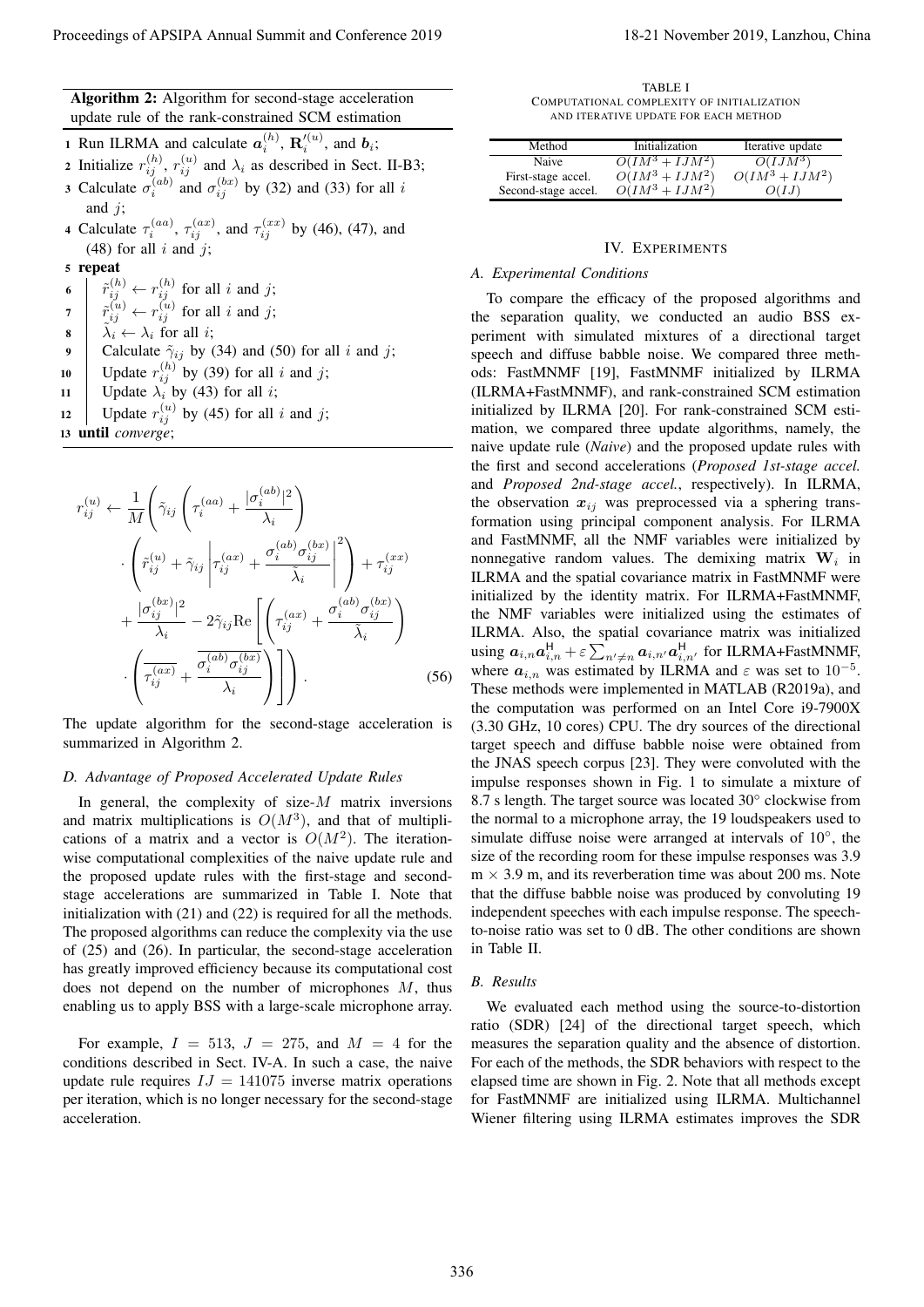**Algorithm 2:** Algorithm for second-stage acceleration update rule of the rank-constrained SCM estimation

1. Run ILRMA and calculate $\boldsymbol{a}_i^{(h)}$, $\mathbf{R}_i'^{(u)}$, and $\boldsymbol{b}_i$;
2. Initialize $r_{ij}^{(h)}$, $r_{ij}^{(u)}$ and $\lambda_i$ as described in Sect. II-B3;
3. Calculate $\sigma_i^{(ab)}$ and $\sigma_{ij}^{(bx)}$ by (32) and (33) for all $i$ and $j$;
4. Calculate $\tau_i^{(aa)}$, $\tau_{ij}^{(ax)}$, and $\tau_{ij}^{(xx)}$ by (46), (47), and (48) for all $i$ and $j$;
5. **repeat**
6. $\quad \tilde{r}_{ij}^{(h)} \leftarrow r_{ij}^{(h)}$ for all $i$ and $j$;
7. $\quad \tilde{r}_{ij}^{(u)} \leftarrow r_{ij}^{(u)}$ for all $i$ and $j$;
8. $\quad \tilde{\lambda}_i \leftarrow \lambda_i$ for all $i$;
9. $\quad$ Calculate $\tilde{\gamma}_{ij}$ by (34) and (50) for all $i$ and $j$;
10. $\quad$ Update $r_{ij}^{(h)}$ by (39) for all $i$ and $j$;
11. $\quad$ Update $\lambda_i$ by (43) for all $i$;
12. $\quad$ Update $r_{ij}^{(u)}$ by (45) for all $i$ and $j$;
13. **until** *converge*;

$$
\begin{aligned}
r_{ij}^{(u)} \leftarrow \frac{1}{M}\Bigg( & \tilde{\gamma}_{ij}\left(\tau_i^{(aa)} + \frac{|\sigma_i^{(ab)}|^2}{\lambda_i}\right) \\
& \cdot \left(\tilde{r}_{ij}^{(u)} + \tilde{\gamma}_{ij}\left|\tau_{ij}^{(ax)} + \frac{\sigma_i^{(ab)}\sigma_{ij}^{(bx)}}{\tilde{\lambda}_i}\right|^2\right) + \tau_{ij}^{(xx)} \\
& + \frac{|\sigma_{ij}^{(bx)}|^2}{\lambda_i} - 2\tilde{\gamma}_{ij}\mathrm{Re}\left[\left(\tau_{ij}^{(ax)} + \frac{\sigma_i^{(ab)}\sigma_{ij}^{(bx)}}{\tilde{\lambda}_i}\right)\right. \\
& \left.\cdot \left(\overline{\tau_{ij}^{(ax)}} + \frac{\overline{\sigma_i^{(ab)}\sigma_{ij}^{(bx)}}}{\lambda_i}\right)\right]\Bigg). \qquad (56)
\end{aligned}
$$

The update algorithm for the second-stage acceleration is summarized in Algorithm 2.

### D. Advantage of Proposed Accelerated Update Rules

In general, the complexity of size-$M$ matrix inversions and matrix multiplications is $O(M^3)$, and that of multiplications of a matrix and a vector is $O(M^2)$. The iteration-wise computational complexities of the naive update rule and the proposed update rules with the first-stage and second-stage accelerations are summarized in Table I. Note that initialization with (21) and (22) is required for all the methods. The proposed algorithms can reduce the complexity via the use of (25) and (26). In particular, the second-stage acceleration has greatly improved efficiency because its computational cost does not depend on the number of microphones $M$, thus enabling us to apply BSS with a large-scale microphone array.

For example, $I = 513$, $J = 275$, and $M = 4$ for the conditions described in Sect. IV-A. In such a case, the naive update rule requires $IJ = 141075$ inverse matrix operations per iteration, which is no longer necessary for the second-stage acceleration.

TABLE I
COMPUTATIONAL COMPLEXITY OF INITIALIZATION AND ITERATIVE UPDATE FOR EACH METHOD

| Method | Initialization | Iterative update |
|---|---|---|
| Naive | $O(IM^3 + IJM^2)$ | $O(IJM^3)$ |
| First-stage accel. | $O(IM^3 + IJM^2)$ | $O(IM^3 + IJM^2)$ |
| Second-stage accel. | $O(IM^3 + IJM^2)$ | $O(IJ)$ |

## IV. Experiments

### A. Experimental Conditions

To compare the efficacy of the proposed algorithms and the separation quality, we conducted an audio BSS experiment with simulated mixtures of a directional target speech and diffuse babble noise. We compared three methods: FastMNMF [19], FastMNMF initialized by ILRMA (ILRMA+FastMNMF), and rank-constrained SCM estimation initialized by ILRMA [20]. For rank-constrained SCM estimation, we compared three update algorithms, namely, the naive update rule (*Naive*) and the proposed update rules with the first and second accelerations (*Proposed 1st-stage accel.* and *Proposed 2nd-stage accel.*, respectively). In ILRMA, the observation $\boldsymbol{x}_{ij}$ was preprocessed via a sphering transformation using principal component analysis. For ILRMA and FastMNMF, all the NMF variables were initialized by nonnegative random values. The demixing matrix $\mathbf{W}_i$ in ILRMA and the spatial covariance matrix in FastMNMF were initialized by the identity matrix. For ILRMA+FastMNMF, the NMF variables were initialized using the estimates of ILRMA. Also, the spatial covariance matrix was initialized using $\boldsymbol{a}_{i,n}\boldsymbol{a}_{i,n}^{\mathsf{H}} + \varepsilon\sum_{n'\neq n}\boldsymbol{a}_{i,n'}\boldsymbol{a}_{i,n'}^{\mathsf{H}}$ for ILRMA+FastMNMF, where $\boldsymbol{a}_{i,n}$ was estimated by ILRMA and $\varepsilon$ was set to $10^{-5}$. These methods were implemented in MATLAB (R2019a), and the computation was performed on an Intel Core i9-7900X (3.30 GHz, 10 cores) CPU. The dry sources of the directional target speech and diffuse babble noise were obtained from the JNAS speech corpus [23]. They were convoluted with the impulse responses shown in Fig. 1 to simulate a mixture of 8.7 s length. The target source was located 30° clockwise from the normal to a microphone array, the 19 loudspeakers used to simulate diffuse noise were arranged at intervals of 10°, the size of the recording room for these impulse responses was 3.9 m × 3.9 m, and its reverberation time was about 200 ms. Note that the diffuse babble noise was produced by convoluting 19 independent speeches with each impulse response. The speech-to-noise ratio was set to 0 dB. The other conditions are shown in Table II.

### B. Results

We evaluated each method using the source-to-distortion ratio (SDR) [24] of the directional target speech, which measures the separation quality and the absence of distortion. For each of the methods, the SDR behaviors with respect to the elapsed time are shown in Fig. 2. Note that all methods except for FastMNMF are initialized using ILRMA. Multichannel Wiener filtering using ILRMA estimates improves the SDR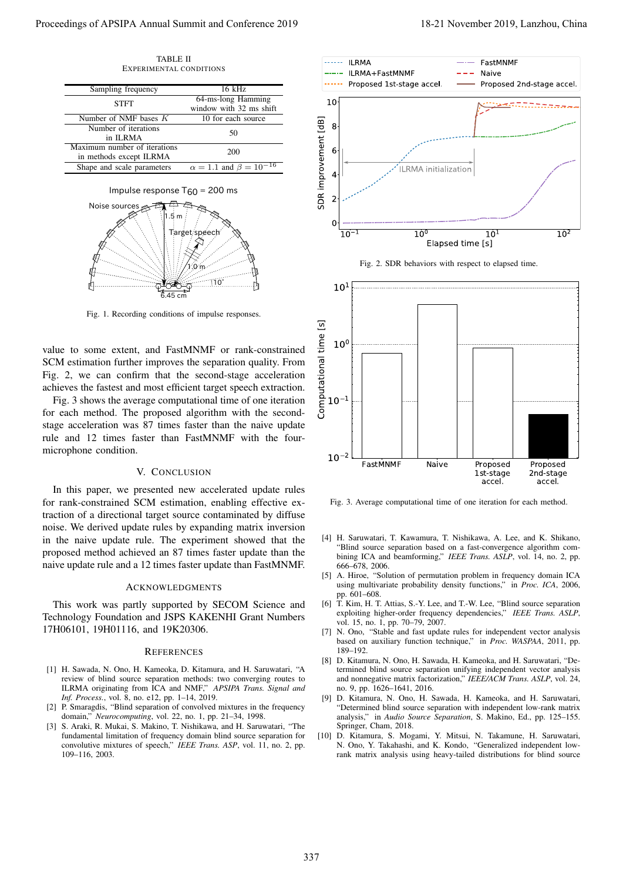TABLE II
EXPERIMENTAL CONDITIONS

| | |
|---|---|
| Sampling frequency | 16 kHz |
| STFT | 64-ms-long Hamming window with 32 ms shift |
| Number of NMF bases $K$ | 10 for each source |
| Number of iterations in ILRMA | 50 |
| Maximum number of iterations in methods except ILRMA | 200 |
| Shape and scale parameters | $\alpha = 1.1$ and $\beta = 10^{-16}$ |

Fig. 1. Recording conditions of impulse responses.

value to some extent, and FastMNMF or rank-constrained SCM estimation further improves the separation quality. From Fig. 2, we can confirm that the second-stage acceleration achieves the fastest and most efficient target speech extraction.

Fig. 3 shows the average computational time of one iteration for each method. The proposed algorithm with the second-stage acceleration was 87 times faster than the naive update rule and 12 times faster than FastMNMF with the four-microphone condition.

## V. Conclusion

In this paper, we presented new accelerated update rules for rank-constrained SCM estimation, enabling effective extraction of a directional target source contaminated by diffuse noise. We derived update rules by expanding matrix inversion in the naive update rule. The experiment showed that the proposed method achieved an 87 times faster update than the naive update rule and a 12 times faster update than FastMNMF.

## Acknowledgments

This work was partly supported by SECOM Science and Technology Foundation and JSPS KAKENHI Grant Numbers 17H06101, 19H01116, and 19K20306.

## References

[1] H. Sawada, N. Ono, H. Kameoka, D. Kitamura, and H. Saruwatari, "A review of blind source separation methods: two converging routes to ILRMA originating from ICA and NMF," *APSIPA Trans. Signal and Inf. Process.*, vol. 8, no. e12, pp. 1–14, 2019.

[2] P. Smaragdis, "Blind separation of convolved mixtures in the frequency domain," *Neurocomputing*, vol. 22, no. 1, pp. 21–34, 1998.

[3] S. Araki, R. Mukai, S. Makino, T. Nishikawa, and H. Saruwatari, "The fundamental limitation of frequency domain blind source separation for convolutive mixtures of speech," *IEEE Trans. ASP*, vol. 11, no. 2, pp. 109–116, 2003.

Fig. 2. SDR behaviors with respect to elapsed time.

Fig. 3. Average computational time of one iteration for each method.

[4] H. Saruwatari, T. Kawamura, T. Nishikawa, A. Lee, and K. Shikano, "Blind source separation based on a fast-convergence algorithm combining ICA and beamforming," *IEEE Trans. ASLP*, vol. 14, no. 2, pp. 666–678, 2006.

[5] A. Hiroe, "Solution of permutation problem in frequency domain ICA using multivariate probability density functions," in *Proc. ICA*, 2006, pp. 601–608.

[6] T. Kim, H. T. Attias, S.-Y. Lee, and T.-W. Lee, "Blind source separation exploiting higher-order frequency dependencies," *IEEE Trans. ASLP*, vol. 15, no. 1, pp. 70–79, 2007.

[7] N. Ono, "Stable and fast update rules for independent vector analysis based on auxiliary function technique," in *Proc. WASPAA*, 2011, pp. 189–192.

[8] D. Kitamura, N. Ono, H. Sawada, H. Kameoka, and H. Saruwatari, "Determined blind source separation unifying independent vector analysis and nonnegative matrix factorization," *IEEE/ACM Trans. ASLP*, vol. 24, no. 9, pp. 1626–1641, 2016.

[9] D. Kitamura, N. Ono, H. Sawada, H. Kameoka, and H. Saruwatari, "Determined blind source separation with independent low-rank matrix analysis," in *Audio Source Separation*, S. Makino, Ed., pp. 125–155. Springer, Cham, 2018.

[10] D. Kitamura, S. Mogami, Y. Mitsui, N. Takamune, H. Saruwatari, N. Ono, Y. Takahashi, and K. Kondo, "Generalized independent low-rank matrix analysis using heavy-tailed distributions for blind source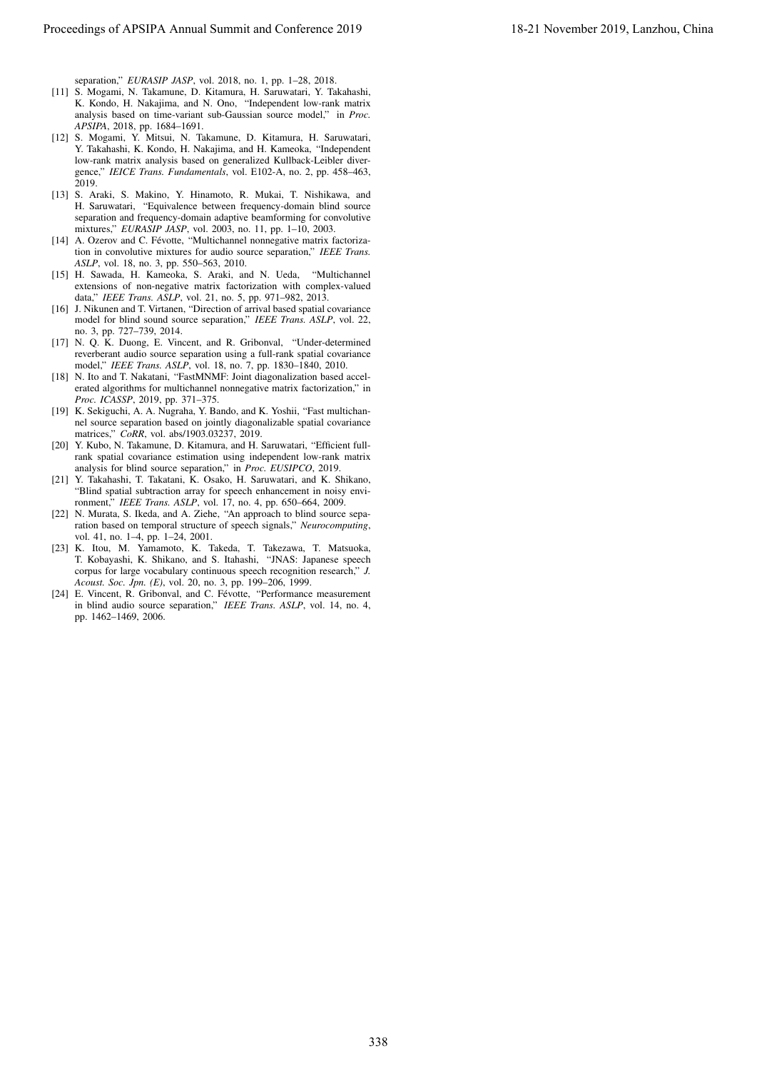separation," *EURASIP JASP*, vol. 2018, no. 1, pp. 1–28, 2018.

[11] S. Mogami, N. Takamune, D. Kitamura, H. Saruwatari, Y. Takahashi, K. Kondo, H. Nakajima, and N. Ono, "Independent low-rank matrix analysis based on time-variant sub-Gaussian source model," in *Proc. APSIPA*, 2018, pp. 1684–1691.

[12] S. Mogami, Y. Mitsui, N. Takamune, D. Kitamura, H. Saruwatari, Y. Takahashi, K. Kondo, H. Nakajima, and H. Kameoka, "Independent low-rank matrix analysis based on generalized Kullback-Leibler divergence," *IEICE Trans. Fundamentals*, vol. E102-A, no. 2, pp. 458–463, 2019.

[13] S. Araki, S. Makino, Y. Hinamoto, R. Mukai, T. Nishikawa, and H. Saruwatari, "Equivalence between frequency-domain blind source separation and frequency-domain adaptive beamforming for convolutive mixtures," *EURASIP JASP*, vol. 2003, no. 11, pp. 1–10, 2003.

[14] A. Ozerov and C. Févotte, "Multichannel nonnegative matrix factorization in convolutive mixtures for audio source separation," *IEEE Trans. ASLP*, vol. 18, no. 3, pp. 550–563, 2010.

[15] H. Sawada, H. Kameoka, S. Araki, and N. Ueda, "Multichannel extensions of non-negative matrix factorization with complex-valued data," *IEEE Trans. ASLP*, vol. 21, no. 5, pp. 971–982, 2013.

[16] J. Nikunen and T. Virtanen, "Direction of arrival based spatial covariance model for blind sound source separation," *IEEE Trans. ASLP*, vol. 22, no. 3, pp. 727–739, 2014.

[17] N. Q. K. Duong, E. Vincent, and R. Gribonval, "Under-determined reverberant audio source separation using a full-rank spatial covariance model," *IEEE Trans. ASLP*, vol. 18, no. 7, pp. 1830–1840, 2010.

[18] N. Ito and T. Nakatani, "FastMNMF: Joint diagonalization based accelerated algorithms for multichannel nonnegative matrix factorization," in *Proc. ICASSP*, 2019, pp. 371–375.

[19] K. Sekiguchi, A. A. Nugraha, Y. Bando, and K. Yoshii, "Fast multichannel source separation based on jointly diagonalizable spatial covariance matrices," *CoRR*, vol. abs/1903.03237, 2019.

[20] Y. Kubo, N. Takamune, D. Kitamura, and H. Saruwatari, "Efficient full-rank spatial covariance estimation using independent low-rank matrix analysis for blind source separation," in *Proc. EUSIPCO*, 2019.

[21] Y. Takahashi, T. Takatani, K. Osako, H. Saruwatari, and K. Shikano, "Blind spatial subtraction array for speech enhancement in noisy environment," *IEEE Trans. ASLP*, vol. 17, no. 4, pp. 650–664, 2009.

[22] N. Murata, S. Ikeda, and A. Ziehe, "An approach to blind source separation based on temporal structure of speech signals," *Neurocomputing*, vol. 41, no. 1–4, pp. 1–24, 2001.

[23] K. Itou, M. Yamamoto, K. Takeda, T. Takezawa, T. Matsuoka, T. Kobayashi, K. Shikano, and S. Itahashi, "JNAS: Japanese speech corpus for large vocabulary continuous speech recognition research," *J. Acoust. Soc. Jpn. (E)*, vol. 20, no. 3, pp. 199–206, 1999.

[24] E. Vincent, R. Gribonval, and C. Févotte, "Performance measurement in blind audio source separation," *IEEE Trans. ASLP*, vol. 14, no. 4, pp. 1462–1469, 2006.